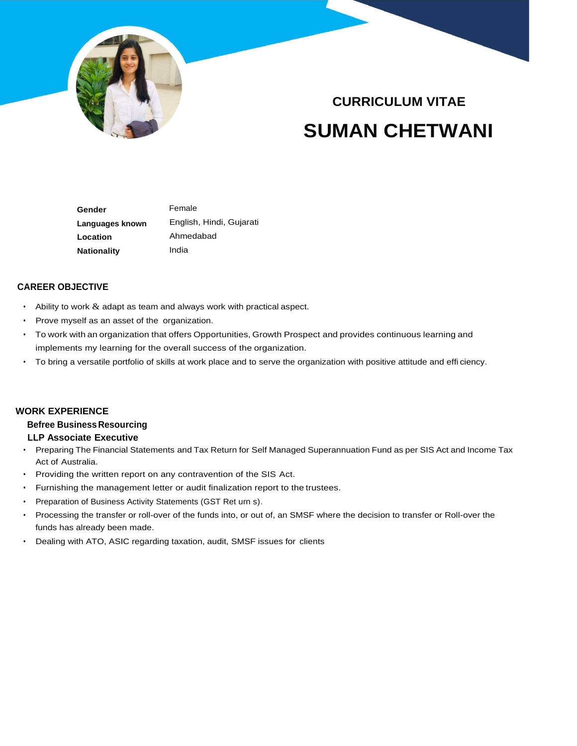## CURRICULUM VITAE

# SUMAN CHETWANI

| | |
|---|---|
| **Gender** | Female |
| **Languages known** | English, Hindi, Gujarati |
| **Location** | Ahmedabad |
| **Nationality** | India |

## CAREER OBJECTIVE

- Ability to work & adapt as team and always work with practical aspect.
- Prove myself as an asset of the organization.
- To work with an organization that offers Opportunities, Growth Prospect and provides continuous learning and implements my learning for the overall success of the organization.
- To bring a versatile portfolio of skills at work place and to serve the organization with positive attitude and efficiency.

## WORK EXPERIENCE

**Befree Business Resourcing LLP Associate Executive**

- Preparing The Financial Statements and Tax Return for Self Managed Superannuation Fund as per SIS Act and Income Tax Act of Australia.
- Providing the written report on any contravention of the SIS Act.
- Furnishing the management letter or audit finalization report to the trustees.
- Preparation of Business Activity Statements (GST Returns).
- Processing the transfer or roll-over of the funds into, or out of, an SMSF where the decision to transfer or Roll-over the funds has already been made.
- Dealing with ATO, ASIC regarding taxation, audit, SMSF issues for clients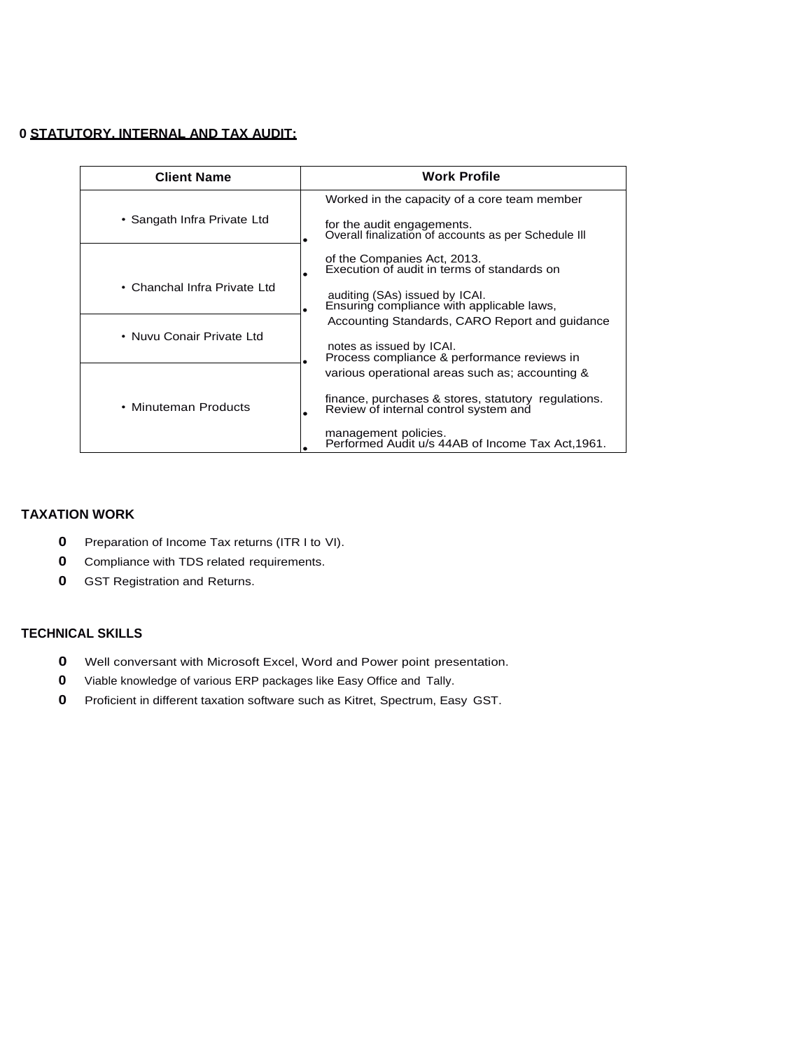0 **STATUTORY, INTERNAL AND TAX AUDIT:**

| Client Name | Work Profile |
| --- | --- |
| • Sangath Infra Private Ltd<br>• Chanchal Infra Private Ltd<br>• Nuvu Conair Private Ltd<br>• Minuteman Products | • Worked in the capacity of a core team member for the audit engagements.<br>• Overall finalization of accounts as per Schedule Ill of the Companies Act, 2013.<br>• Execution of audit in terms of standards on auditing (SAs) issued by ICAI.<br>• Ensuring compliance with applicable laws, Accounting Standards, CARO Report and guidance notes as issued by ICAI.<br>• Process compliance & performance reviews in various operational areas such as; accounting & finance, purchases & stores, statutory regulations.<br>• Review of internal control system and management policies.<br>• Performed Audit u/s 44AB of Income Tax Act,1961. |

**TAXATION WORK**

- Preparation of Income Tax returns (ITR I to VI).
- Compliance with TDS related requirements.
- GST Registration and Returns.

**TECHNICAL SKILLS**

- Well conversant with Microsoft Excel, Word and Power point presentation.
- Viable knowledge of various ERP packages like Easy Office and Tally.
- Proficient in different taxation software such as Kitret, Spectrum, Easy GST.